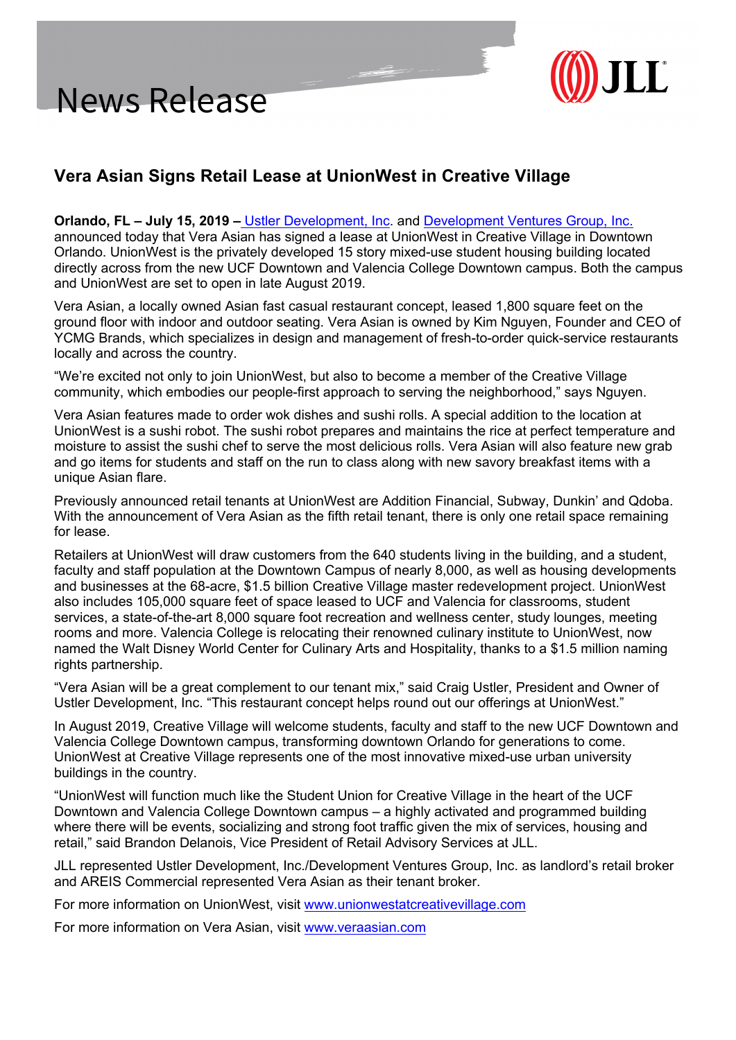News Release

JLL

## Vera Asian Signs Retail Lease at UnionWest in Creative Village

**Orlando, FL – July 15, 2019 –** Ustler Development, Inc. and Development Ventures Group, Inc. announced today that Vera Asian has signed a lease at UnionWest in Creative Village in Downtown Orlando. UnionWest is the privately developed 15 story mixed-use student housing building located directly across from the new UCF Downtown and Valencia College Downtown campus. Both the campus and UnionWest are set to open in late August 2019.

Vera Asian, a locally owned Asian fast casual restaurant concept, leased 1,800 square feet on the ground floor with indoor and outdoor seating. Vera Asian is owned by Kim Nguyen, Founder and CEO of YCMG Brands, which specializes in design and management of fresh-to-order quick-service restaurants locally and across the country.

"We're excited not only to join UnionWest, but also to become a member of the Creative Village community, which embodies our people-first approach to serving the neighborhood," says Nguyen.

Vera Asian features made to order wok dishes and sushi rolls. A special addition to the location at UnionWest is a sushi robot. The sushi robot prepares and maintains the rice at perfect temperature and moisture to assist the sushi chef to serve the most delicious rolls. Vera Asian will also feature new grab and go items for students and staff on the run to class along with new savory breakfast items with a unique Asian flare.

Previously announced retail tenants at UnionWest are Addition Financial, Subway, Dunkin' and Qdoba. With the announcement of Vera Asian as the fifth retail tenant, there is only one retail space remaining for lease.

Retailers at UnionWest will draw customers from the 640 students living in the building, and a student, faculty and staff population at the Downtown Campus of nearly 8,000, as well as housing developments and businesses at the 68-acre, $1.5 billion Creative Village master redevelopment project. UnionWest also includes 105,000 square feet of space leased to UCF and Valencia for classrooms, student services, a state-of-the-art 8,000 square foot recreation and wellness center, study lounges, meeting rooms and more. Valencia College is relocating their renowned culinary institute to UnionWest, now named the Walt Disney World Center for Culinary Arts and Hospitality, thanks to a $1.5 million naming rights partnership.

"Vera Asian will be a great complement to our tenant mix," said Craig Ustler, President and Owner of Ustler Development, Inc. "This restaurant concept helps round out our offerings at UnionWest."

In August 2019, Creative Village will welcome students, faculty and staff to the new UCF Downtown and Valencia College Downtown campus, transforming downtown Orlando for generations to come. UnionWest at Creative Village represents one of the most innovative mixed-use urban university buildings in the country.

"UnionWest will function much like the Student Union for Creative Village in the heart of the UCF Downtown and Valencia College Downtown campus – a highly activated and programmed building where there will be events, socializing and strong foot traffic given the mix of services, housing and retail," said Brandon Delanois, Vice President of Retail Advisory Services at JLL.

JLL represented Ustler Development, Inc./Development Ventures Group, Inc. as landlord's retail broker and AREIS Commercial represented Vera Asian as their tenant broker.

For more information on UnionWest, visit www.unionwestatcreativevillage.com

For more information on Vera Asian, visit www.veraasian.com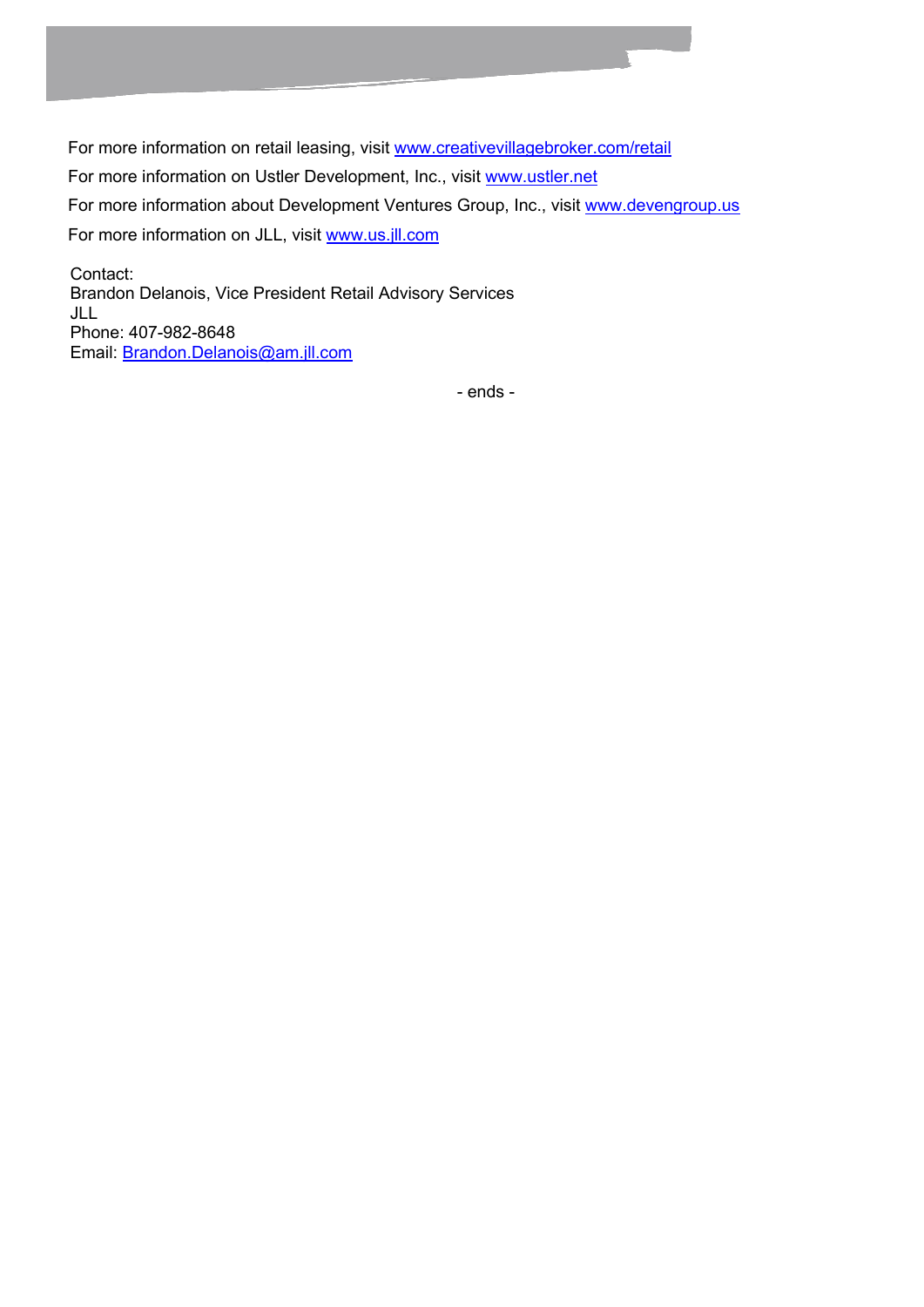For more information on retail leasing, visit www.creativevillagebroker.com/retail

For more information on Ustler Development, Inc., visit www.ustler.net

For more information about Development Ventures Group, Inc., visit www.devengroup.us

For more information on JLL, visit www.us.jll.com

Contact:
Brandon Delanois, Vice President Retail Advisory Services
JLL
Phone: 407-982-8648
Email: Brandon.Delanois@am.jll.com

- ends -